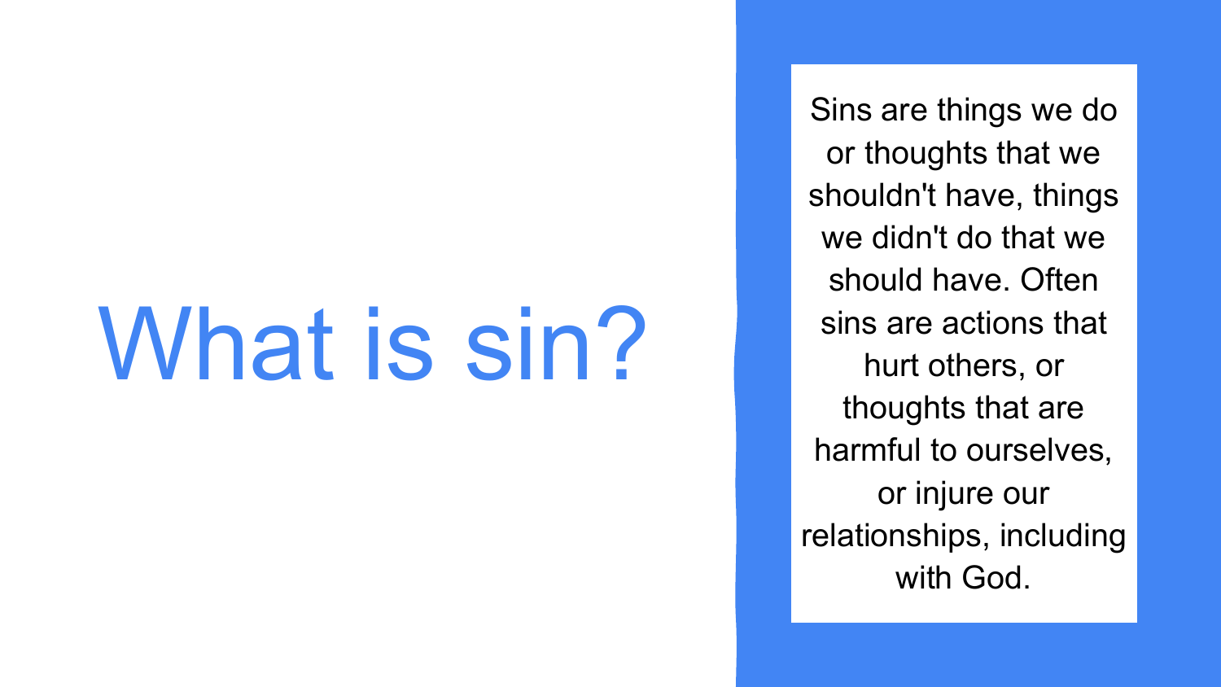# What is sin?

Sins are things we do or thoughts that we shouldn't have, things we didn't do that we should have. Often sins are actions that hurt others, or thoughts that are harmful to ourselves, or injure our relationships, including with God.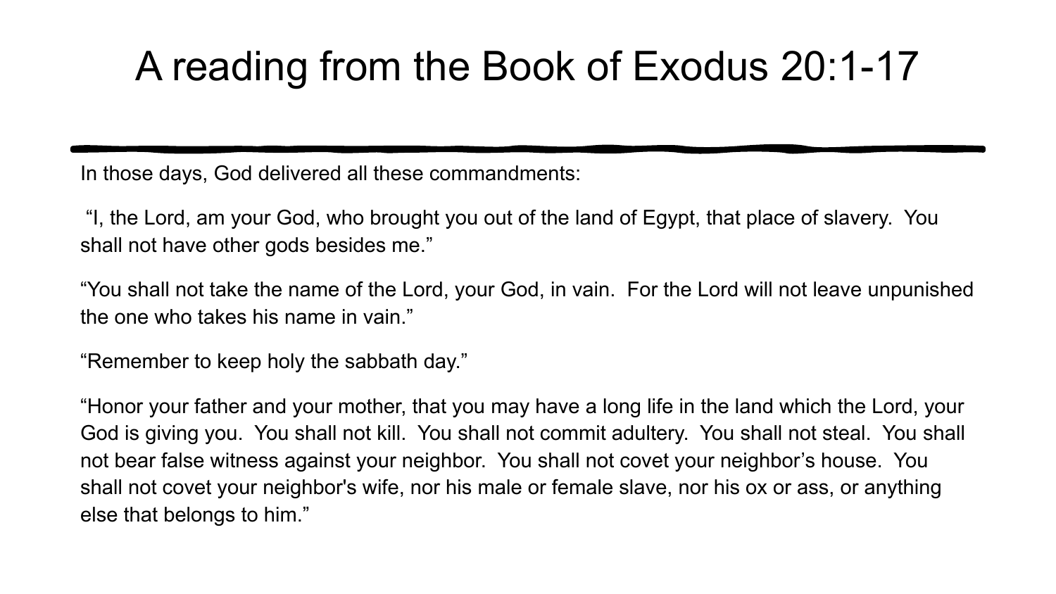# A reading from the Book of Exodus 20:1-17

In those days, God delivered all these commandments:

"I, the Lord, am your God, who brought you out of the land of Egypt, that place of slavery. You shall not have other gods besides me."

"You shall not take the name of the Lord, your God, in vain. For the Lord will not leave unpunished the one who takes his name in vain."

"Remember to keep holy the sabbath day."

"Honor your father and your mother, that you may have a long life in the land which the Lord, your God is giving you. You shall not kill. You shall not commit adultery. You shall not steal. You shall not bear false witness against your neighbor. You shall not covet your neighbor's house. You shall not covet your neighbor's wife, nor his male or female slave, nor his ox or ass, or anything else that belongs to him."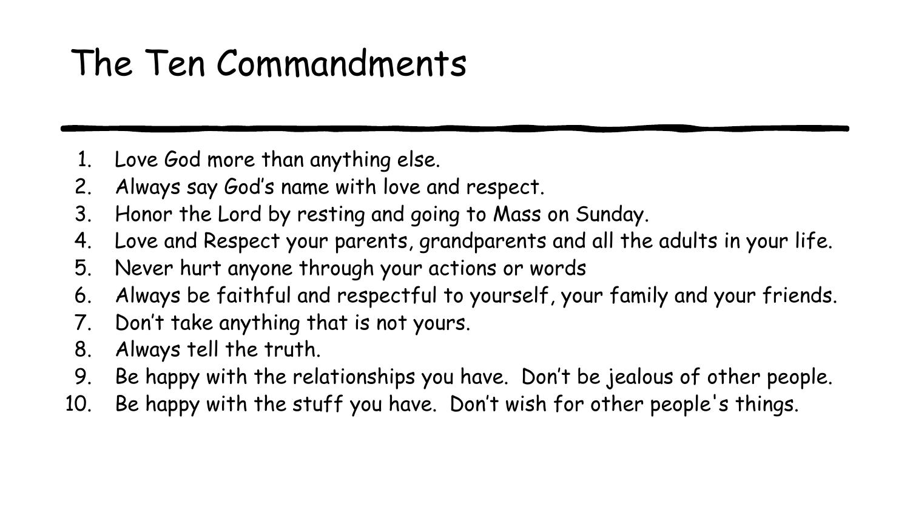# The Ten Commandments

1. Love God more than anything else.
2. Always say God’s name with love and respect.
3. Honor the Lord by resting and going to Mass on Sunday.
4. Love and Respect your parents, grandparents and all the adults in your life.
5. Never hurt anyone through your actions or words
6. Always be faithful and respectful to yourself, your family and your friends.
7. Don’t take anything that is not yours.
8. Always tell the truth.
9. Be happy with the relationships you have.  Don’t be jealous of other people.
10. Be happy with the stuff you have.  Don’t wish for other people's things.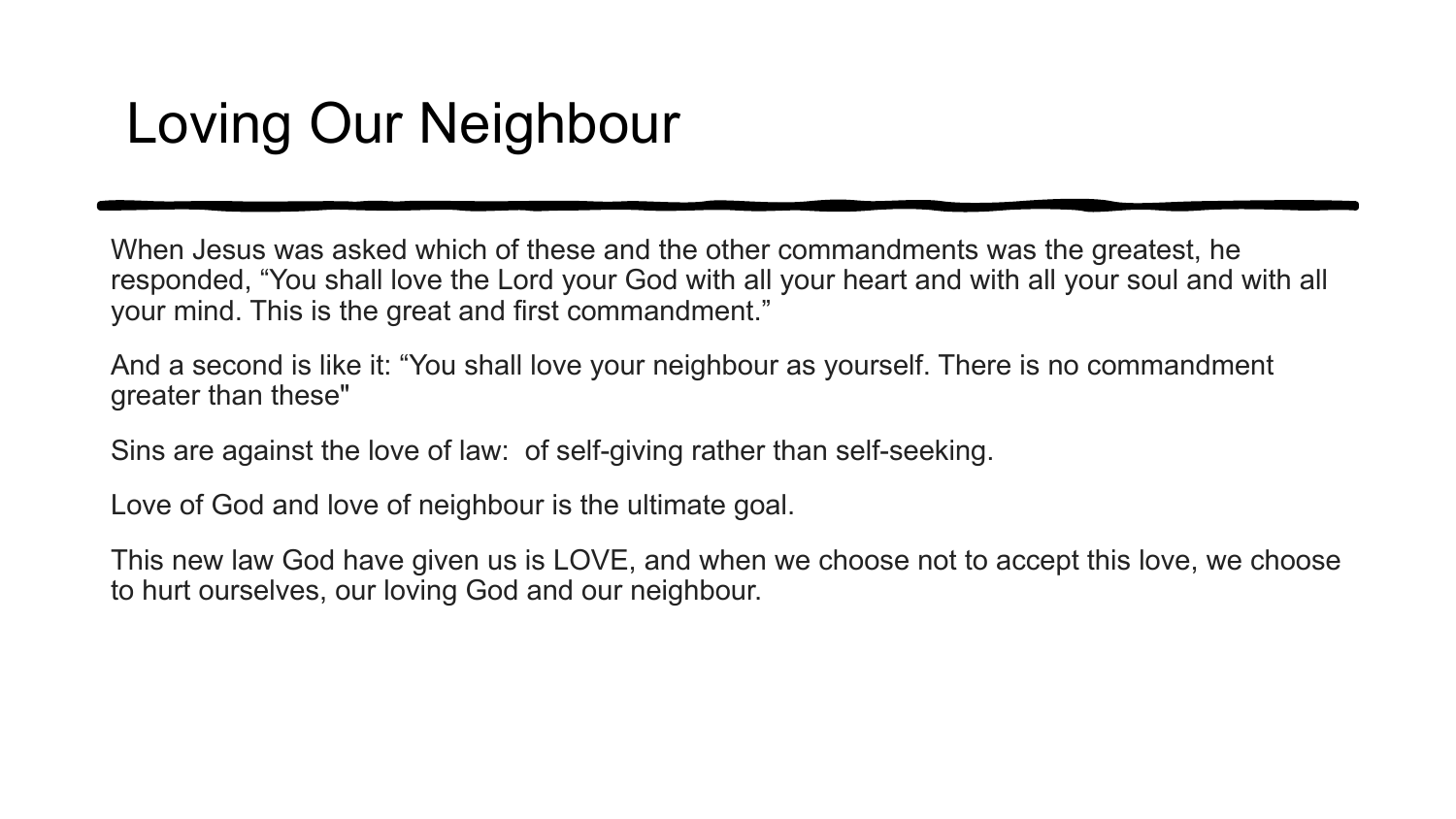# Loving Our Neighbour

When Jesus was asked which of these and the other commandments was the greatest, he responded, “You shall love the Lord your God with all your heart and with all your soul and with all your mind. This is the great and first commandment.”

And a second is like it: “You shall love your neighbour as yourself. There is no commandment greater than these"

Sins are against the love of law:  of self-giving rather than self-seeking.

Love of God and love of neighbour is the ultimate goal.

This new law God have given us is LOVE, and when we choose not to accept this love, we choose to hurt ourselves, our loving God and our neighbour.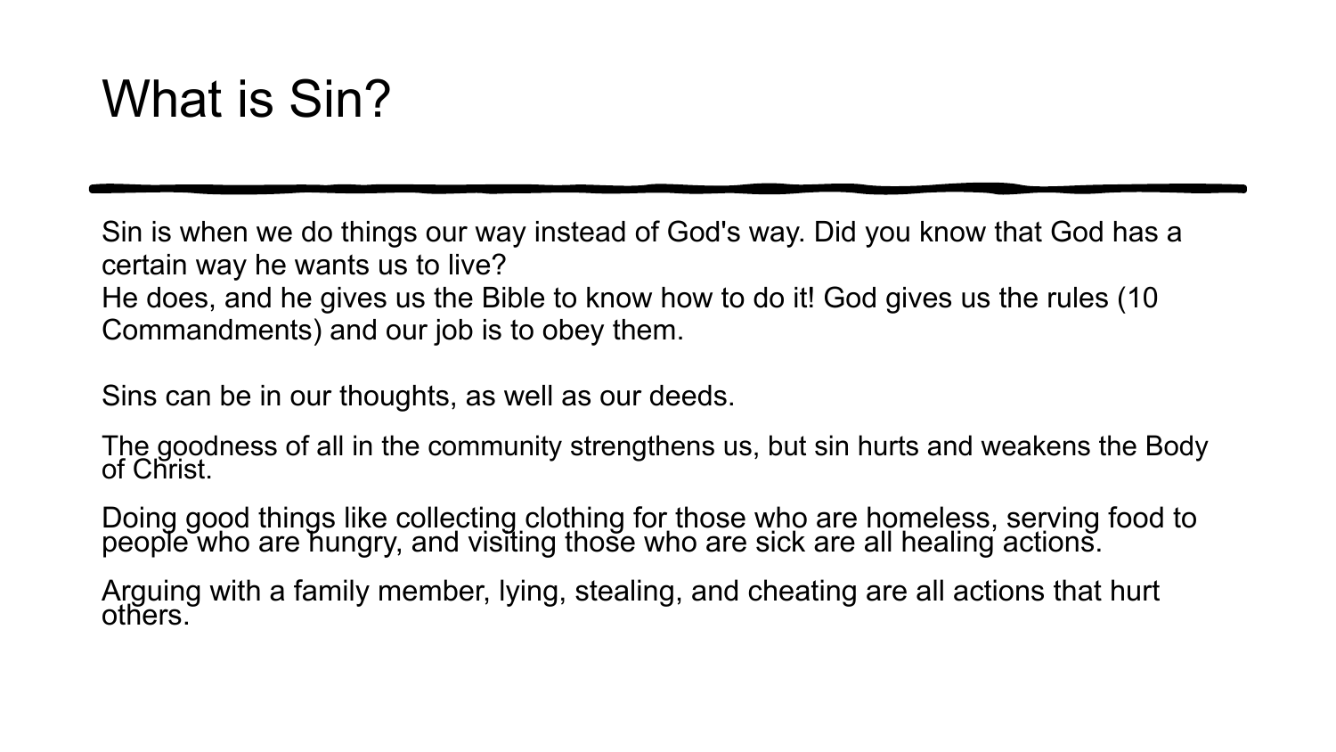# What is Sin?

Sin is when we do things our way instead of God's way. Did you know that God has a certain way he wants us to live?
He does, and he gives us the Bible to know how to do it! God gives us the rules (10 Commandments) and our job is to obey them.

Sins can be in our thoughts, as well as our deeds.

The goodness of all in the community strengthens us, but sin hurts and weakens the Body of Christ.

Doing good things like collecting clothing for those who are homeless, serving food to people who are hungry, and visiting those who are sick are all healing actions.

Arguing with a family member, lying, stealing, and cheating are all actions that hurt others.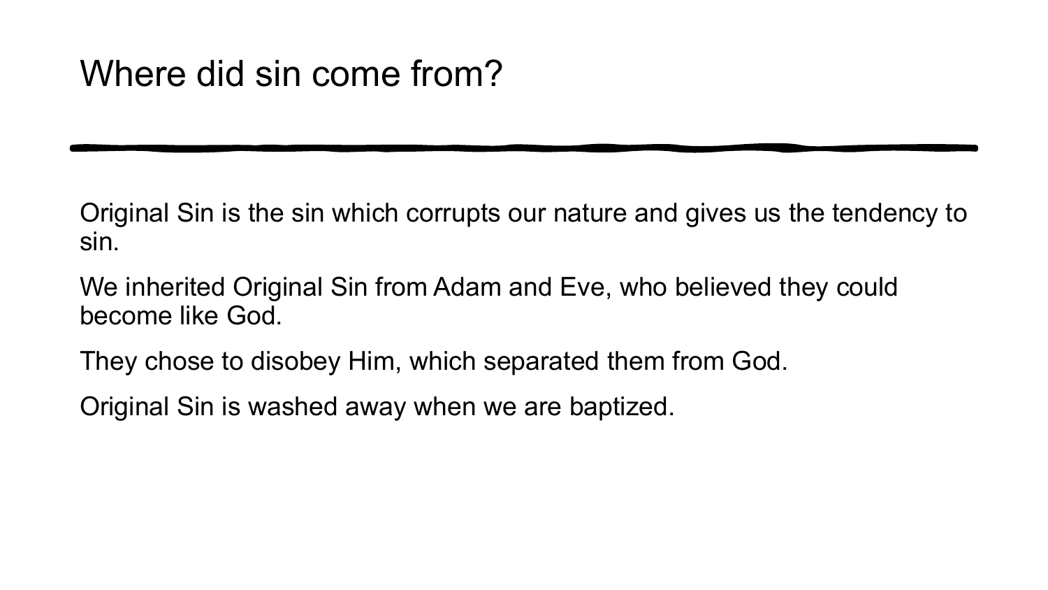# Where did sin come from?

Original Sin is the sin which corrupts our nature and gives us the tendency to sin.

We inherited Original Sin from Adam and Eve, who believed they could become like God.

They chose to disobey Him, which separated them from God.

Original Sin is washed away when we are baptized.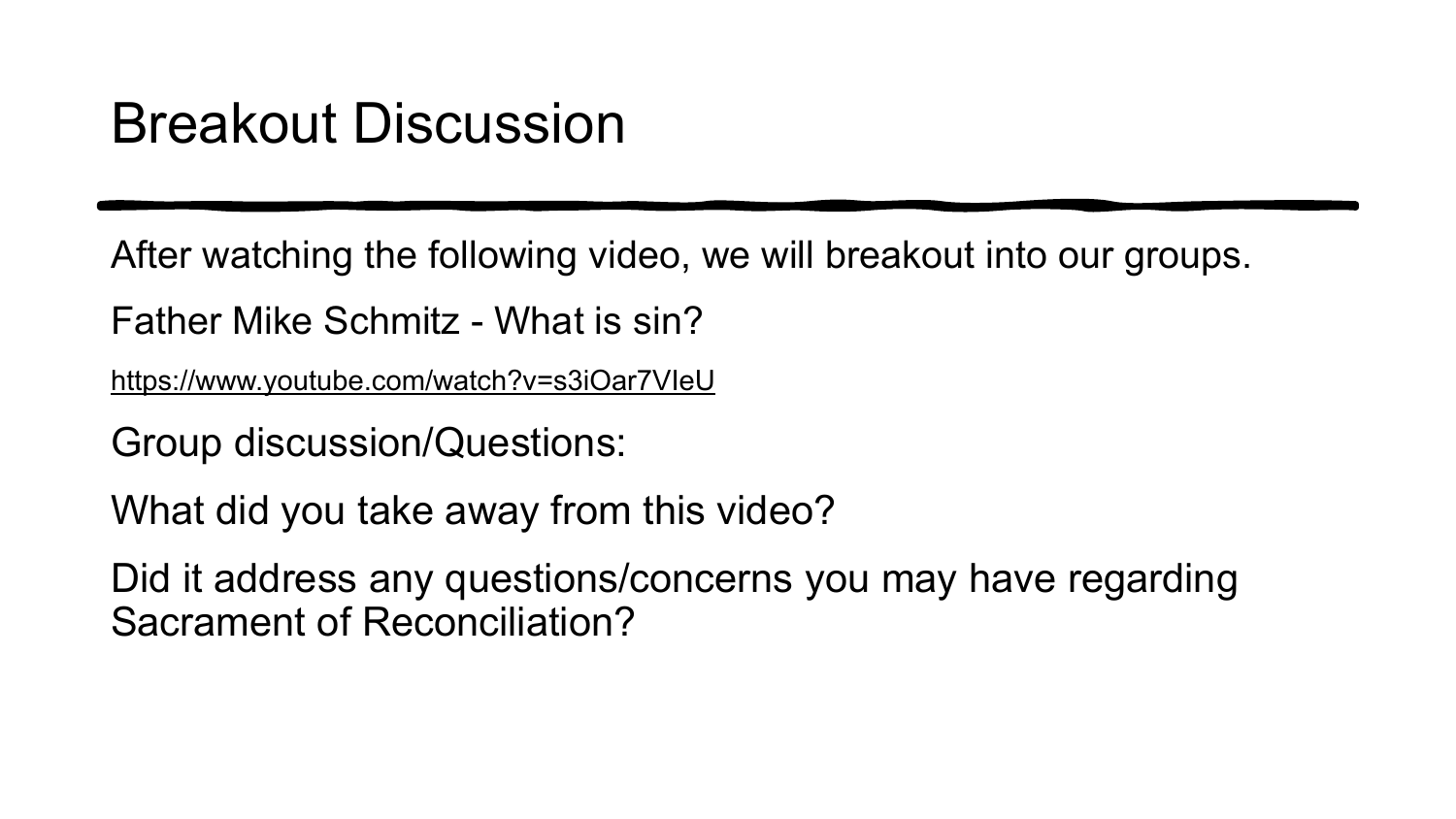# Breakout Discussion

After watching the following video, we will breakout into our groups.

Father Mike Schmitz - What is sin?

https://www.youtube.com/watch?v=s3iOar7VIeU

Group discussion/Questions:

What did you take away from this video?

Did it address any questions/concerns you may have regarding Sacrament of Reconciliation?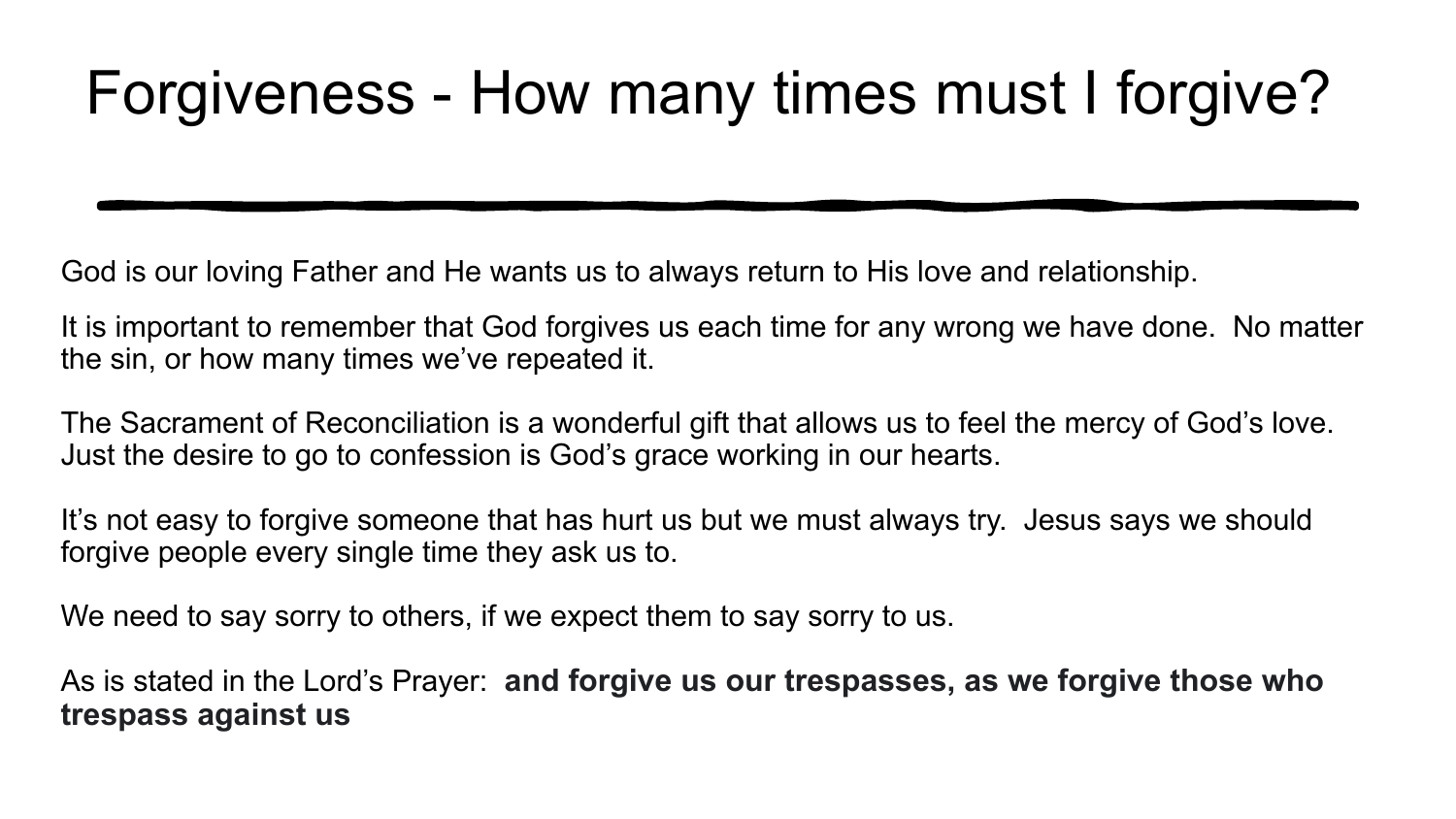# Forgiveness - How many times must I forgive?

God is our loving Father and He wants us to always return to His love and relationship.

It is important to remember that God forgives us each time for any wrong we have done. No matter the sin, or how many times we've repeated it.

The Sacrament of Reconciliation is a wonderful gift that allows us to feel the mercy of God's love. Just the desire to go to confession is God's grace working in our hearts.

It's not easy to forgive someone that has hurt us but we must always try. Jesus says we should forgive people every single time they ask us to.

We need to say sorry to others, if we expect them to say sorry to us.

As is stated in the Lord's Prayer: **and forgive us our trespasses, as we forgive those who trespass against us**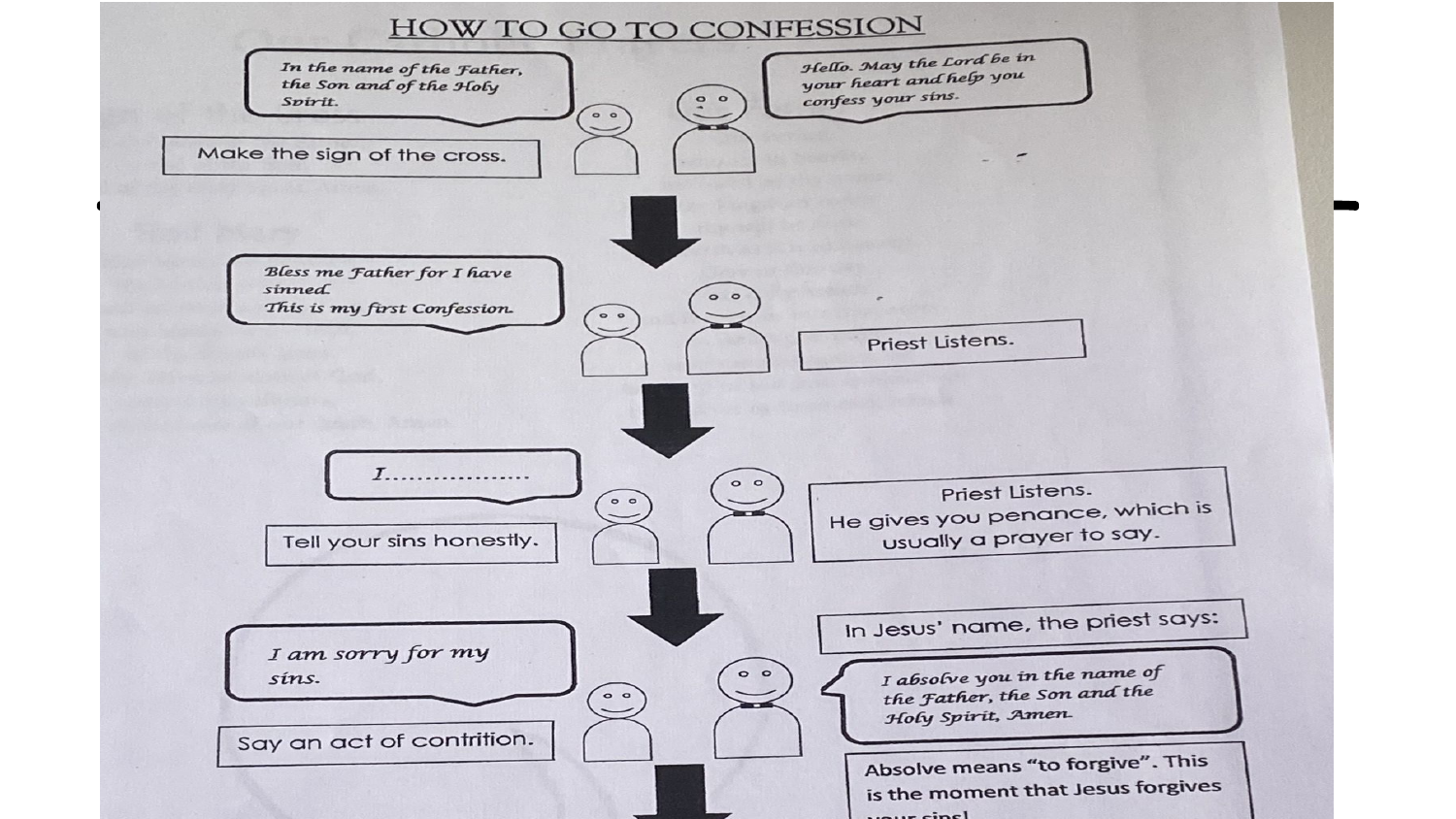# HOW TO GO TO CONFESSION

*In the name of the Father, the Son and of the Holy Spirit.*

Make the sign of the cross.

*Hello. May the Lord be in your heart and help you confess your sins.*

*Bless me Father for I have sinned. This is my first Confession.*

Priest Listens.

*I.................*

Tell your sins honestly.

Priest Listens. He gives you penance, which is usually a prayer to say.

*I am sorry for my sins.*

Say an act of contrition.

In Jesus' name, the priest says:

*I absolve you in the name of the Father, the Son and the Holy Spirit, Amen.*

Absolve means "to forgive". This is the moment that Jesus forgives your sins!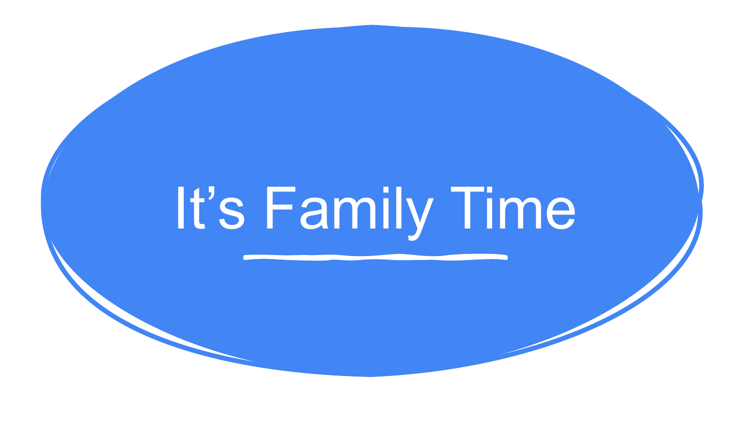# It's Family Time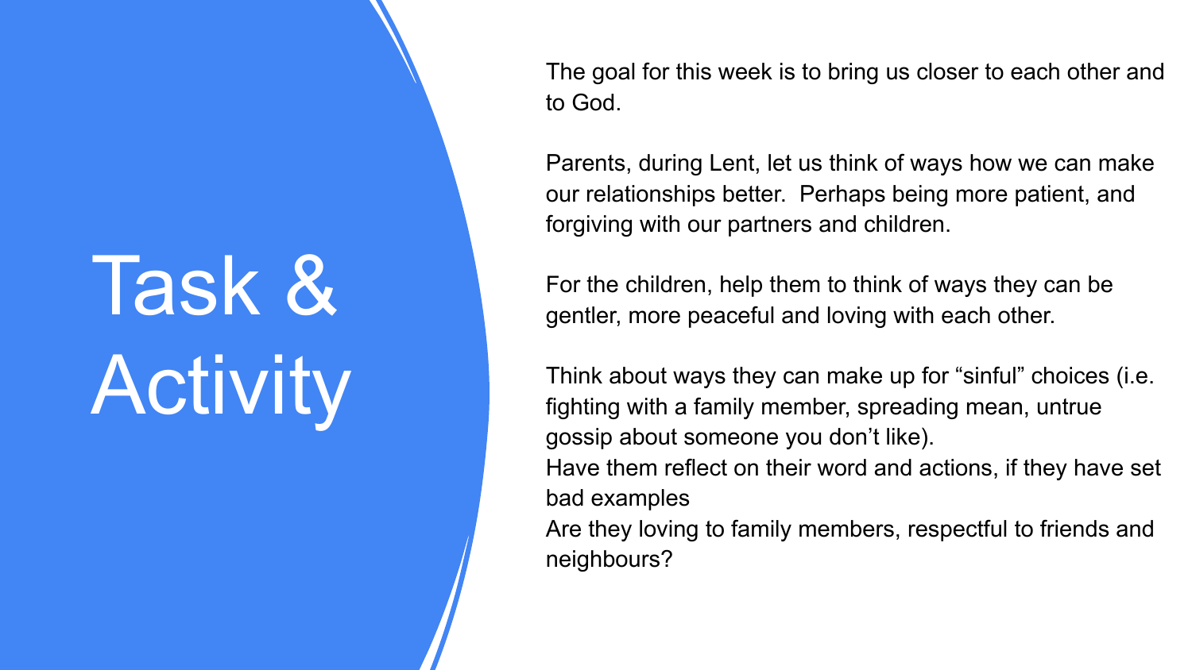# Task & Activity

The goal for this week is to bring us closer to each other and to God.

Parents, during Lent, let us think of ways how we can make our relationships better. Perhaps being more patient, and forgiving with our partners and children.

For the children, help them to think of ways they can be gentler, more peaceful and loving with each other.

Think about ways they can make up for "sinful" choices (i.e. fighting with a family member, spreading mean, untrue gossip about someone you don't like).
Have them reflect on their word and actions, if they have set bad examples
Are they loving to family members, respectful to friends and neighbours?